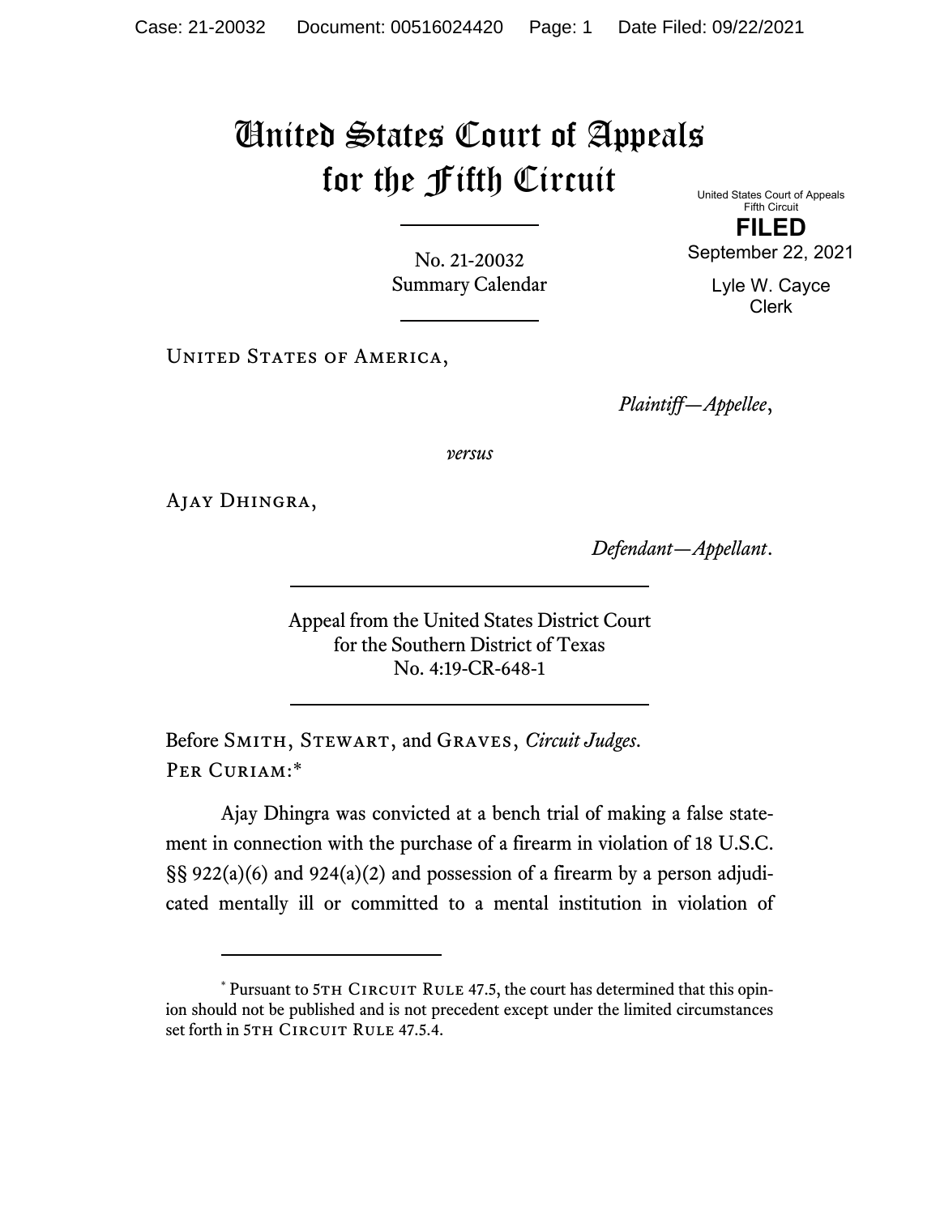# United States Court of Appeals for the Fifth Circuit

United States Court of Appeals
Fifth Circuit

**FILED**

September 22, 2021

Lyle W. Cayce
Clerk

No. 21-20032
Summary Calendar

United States of America,

*Plaintiff—Appellee*,

*versus*

Ajay Dhingra,

*Defendant—Appellant*.

Appeal from the United States District Court
for the Southern District of Texas
No. 4:19-CR-648-1

Before Smith, Stewart, and Graves, *Circuit Judges*.

Per Curiam:*

Ajay Dhingra was convicted at a bench trial of making a false statement in connection with the purchase of a firearm in violation of 18 U.S.C. §§ 922(a)(6) and 924(a)(2) and possession of a firearm by a person adjudicated mentally ill or committed to a mental institution in violation of

---

\* Pursuant to 5th Circuit Rule 47.5, the court has determined that this opinion should not be published and is not precedent except under the limited circumstances set forth in 5th Circuit Rule 47.5.4.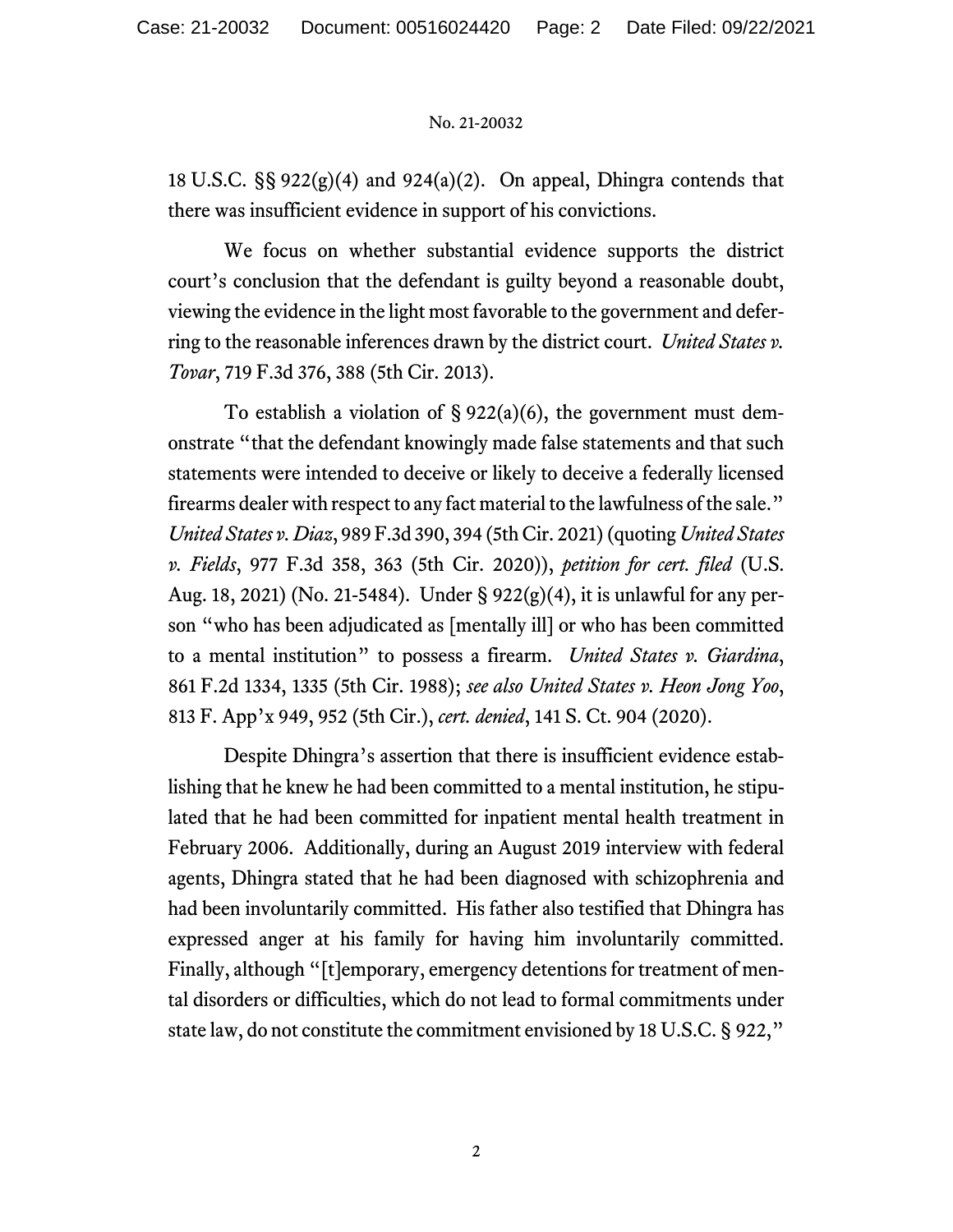18 U.S.C. §§ 922(g)(4) and 924(a)(2). On appeal, Dhingra contends that there was insufficient evidence in support of his convictions.

We focus on whether substantial evidence supports the district court's conclusion that the defendant is guilty beyond a reasonable doubt, viewing the evidence in the light most favorable to the government and deferring to the reasonable inferences drawn by the district court. *United States v. Tovar*, 719 F.3d 376, 388 (5th Cir. 2013).

To establish a violation of § 922(a)(6), the government must demonstrate "that the defendant knowingly made false statements and that such statements were intended to deceive or likely to deceive a federally licensed firearms dealer with respect to any fact material to the lawfulness of the sale." *United States v. Diaz*, 989 F.3d 390, 394 (5th Cir. 2021) (quoting *United States v. Fields*, 977 F.3d 358, 363 (5th Cir. 2020)), *petition for cert. filed* (U.S. Aug. 18, 2021) (No. 21-5484). Under § 922(g)(4), it is unlawful for any person "who has been adjudicated as [mentally ill] or who has been committed to a mental institution" to possess a firearm. *United States v. Giardina*, 861 F.2d 1334, 1335 (5th Cir. 1988); *see also United States v. Heon Jong Yoo*, 813 F. App'x 949, 952 (5th Cir.), *cert. denied*, 141 S. Ct. 904 (2020).

Despite Dhingra's assertion that there is insufficient evidence establishing that he knew he had been committed to a mental institution, he stipulated that he had been committed for inpatient mental health treatment in February 2006. Additionally, during an August 2019 interview with federal agents, Dhingra stated that he had been diagnosed with schizophrenia and had been involuntarily committed. His father also testified that Dhingra has expressed anger at his family for having him involuntarily committed. Finally, although "[t]emporary, emergency detentions for treatment of mental disorders or difficulties, which do not lead to formal commitments under state law, do not constitute the commitment envisioned by 18 U.S.C. § 922,"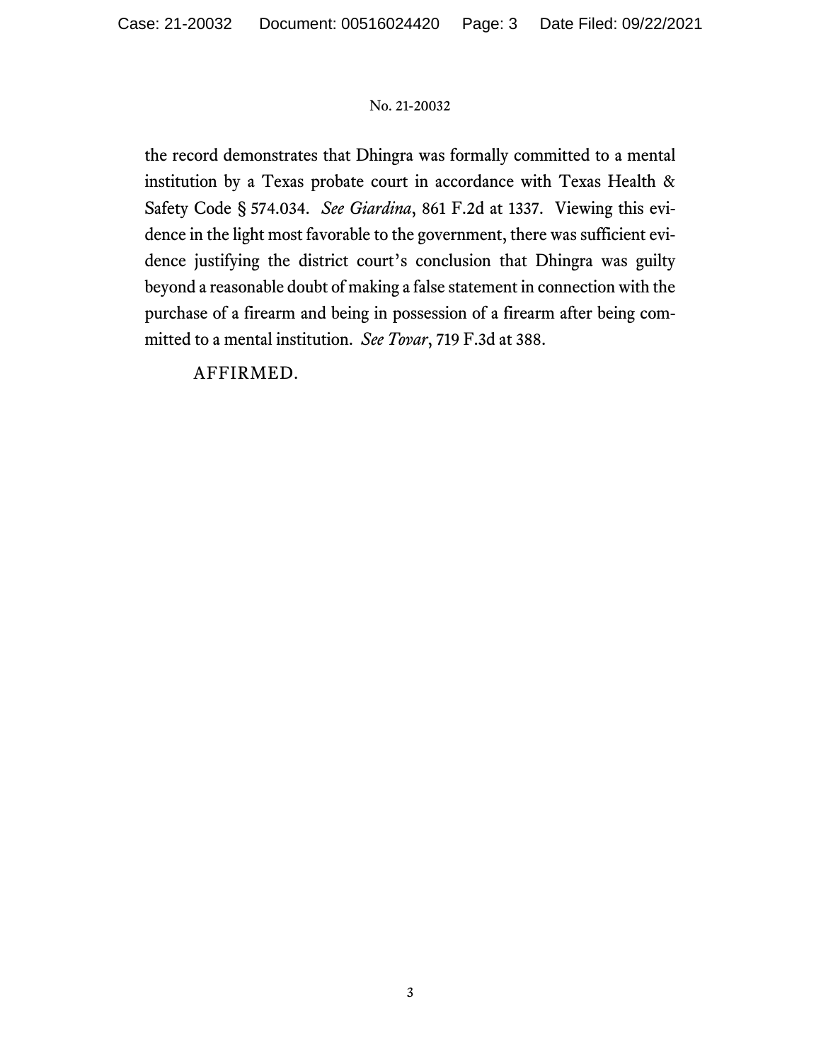the record demonstrates that Dhingra was formally committed to a mental institution by a Texas probate court in accordance with Texas Health & Safety Code § 574.034. *See Giardina*, 861 F.2d at 1337. Viewing this evidence in the light most favorable to the government, there was sufficient evidence justifying the district court's conclusion that Dhingra was guilty beyond a reasonable doubt of making a false statement in connection with the purchase of a firearm and being in possession of a firearm after being committed to a mental institution. *See Tovar*, 719 F.3d at 388.

AFFIRMED.